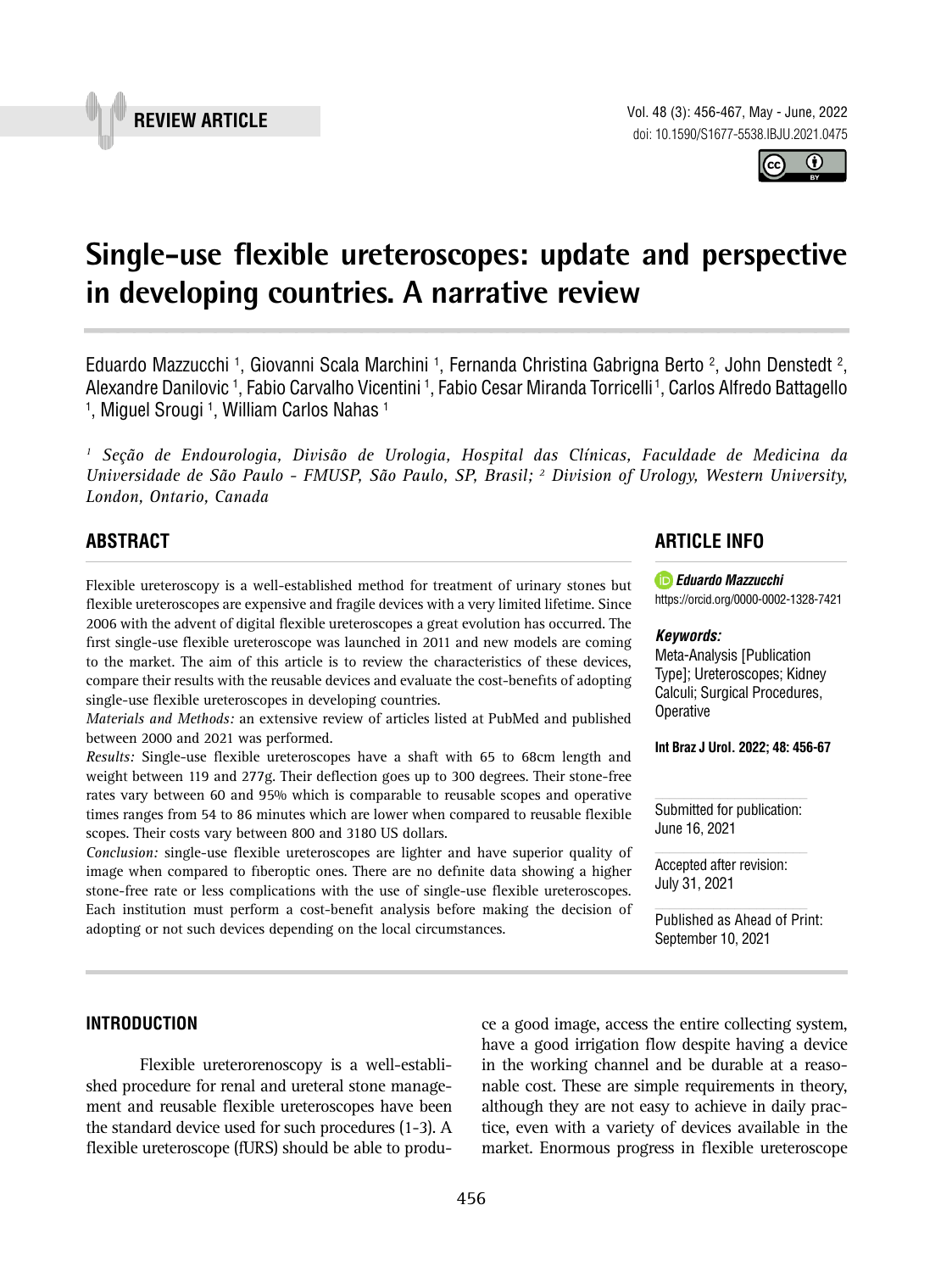**REVIEW ARTICLE**

doi: 10.1590/S1677-5538.IBJU.2021.0475

# Single-use flexible ureteroscopes: update and perspective in developing countries. A narrative review

Eduardo Mazzucchi [1], Giovanni Scala Marchini [1], Fernanda Christina Gabrigna Berto [2], John Denstedt [2], Alexandre Danilovic [1], Fabio Carvalho Vicentini [1], Fabio Cesar Miranda Torricelli [1], Carlos Alfredo Battagello [1], Miguel Srougi [1], William Carlos Nahas [1]

*[1] Seção de Endourologia, Divisão de Urologia, Hospital das Clínicas, Faculdade de Medicina da Universidade de São Paulo - FMUSP, São Paulo, SP, Brasil; [2] Division of Urology, Western University, London, Ontario, Canada*

## ABSTRACT

Flexible ureteroscopy is a well-established method for treatment of urinary stones but flexible ureteroscopes are expensive and fragile devices with a very limited lifetime. Since 2006 with the advent of digital flexible ureteroscopes a great evolution has occurred. The first single-use flexible ureteroscope was launched in 2011 and new models are coming to the market. The aim of this article is to review the characteristics of these devices, compare their results with the reusable devices and evaluate the cost-benefits of adopting single-use flexible ureteroscopes in developing countries.

*Materials and Methods:* an extensive review of articles listed at PubMed and published between 2000 and 2021 was performed.

*Results:* Single-use flexible ureteroscopes have a shaft with 65 to 68cm length and weight between 119 and 277g. Their deflection goes up to 300 degrees. Their stone-free rates vary between 60 and 95% which is comparable to reusable scopes and operative times ranges from 54 to 86 minutes which are lower when compared to reusable flexible scopes. Their costs vary between 800 and 3180 US dollars.

*Conclusion:* single-use flexible ureteroscopes are lighter and have superior quality of image when compared to fiberoptic ones. There are no definite data showing a higher stone-free rate or less complications with the use of single-use flexible ureteroscopes. Each institution must perform a cost-benefit analysis before making the decision of adopting or not such devices depending on the local circumstances.

## ARTICLE INFO

***Eduardo Mazzucchi***
https://orcid.org/0000-0002-1328-7421

***Keywords:***
Meta-Analysis [Publication Type]; Ureteroscopes; Kidney Calculi; Surgical Procedures, Operative

**Int Braz J Urol. 2022; 48: 456-67**

Submitted for publication:
June 16, 2021

Accepted after revision:
July 31, 2021

Published as Ahead of Print:
September 10, 2021

## INTRODUCTION

Flexible ureterorenoscopy is a well-established procedure for renal and ureteral stone management and reusable flexible ureteroscopes have been the standard device used for such procedures (1-3). A flexible ureteroscope (fURS) should be able to produce a good image, access the entire collecting system, have a good irrigation flow despite having a device in the working channel and be durable at a reasonable cost. These are simple requirements in theory, although they are not easy to achieve in daily practice, even with a variety of devices available in the market. Enormous progress in flexible ureteroscope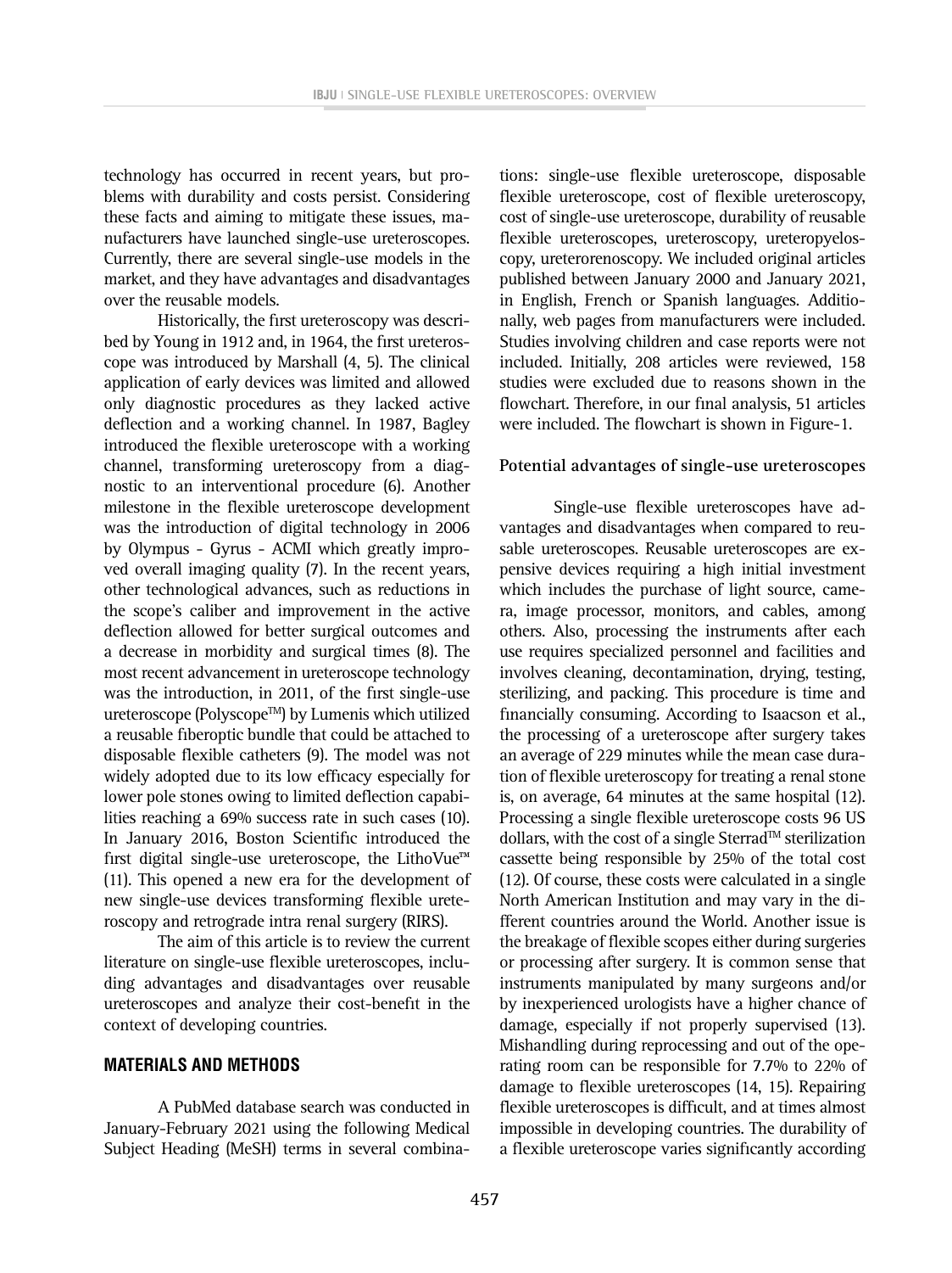technology has occurred in recent years, but problems with durability and costs persist. Considering these facts and aiming to mitigate these issues, manufacturers have launched single-use ureteroscopes. Currently, there are several single-use models in the market, and they have advantages and disadvantages over the reusable models.

Historically, the first ureteroscopy was described by Young in 1912 and, in 1964, the first ureteroscope was introduced by Marshall (4, 5). The clinical application of early devices was limited and allowed only diagnostic procedures as they lacked active deflection and a working channel. In 1987, Bagley introduced the flexible ureteroscope with a working channel, transforming ureteroscopy from a diagnostic to an interventional procedure (6). Another milestone in the flexible ureteroscope development was the introduction of digital technology in 2006 by Olympus - Gyrus - ACMI which greatly improved overall imaging quality (7). In the recent years, other technological advances, such as reductions in the scope's caliber and improvement in the active deflection allowed for better surgical outcomes and a decrease in morbidity and surgical times (8). The most recent advancement in ureteroscope technology was the introduction, in 2011, of the first single-use ureteroscope (Polyscope™) by Lumenis which utilized a reusable fiberoptic bundle that could be attached to disposable flexible catheters (9). The model was not widely adopted due to its low efficacy especially for lower pole stones owing to limited deflection capabilities reaching a 69% success rate in such cases (10). In January 2016, Boston Scientific introduced the first digital single-use ureteroscope, the LithoVue™ (11). This opened a new era for the development of new single-use devices transforming flexible ureteroscopy and retrograde intra renal surgery (RIRS).

The aim of this article is to review the current literature on single-use flexible ureteroscopes, including advantages and disadvantages over reusable ureteroscopes and analyze their cost-benefit in the context of developing countries.

## MATERIALS AND METHODS

A PubMed database search was conducted in January-February 2021 using the following Medical Subject Heading (MeSH) terms in several combinations: single-use flexible ureteroscope, disposable flexible ureteroscope, cost of flexible ureteroscopy, cost of single-use ureteroscope, durability of reusable flexible ureteroscopes, ureteroscopy, ureteropyeloscopy, ureterorenoscopy. We included original articles published between January 2000 and January 2021, in English, French or Spanish languages. Additionally, web pages from manufacturers were included. Studies involving children and case reports were not included. Initially, 208 articles were reviewed, 158 studies were excluded due to reasons shown in the flowchart. Therefore, in our final analysis, 51 articles were included. The flowchart is shown in Figure-1.

### Potential advantages of single-use ureteroscopes

Single-use flexible ureteroscopes have advantages and disadvantages when compared to reusable ureteroscopes. Reusable ureteroscopes are expensive devices requiring a high initial investment which includes the purchase of light source, camera, image processor, monitors, and cables, among others. Also, processing the instruments after each use requires specialized personnel and facilities and involves cleaning, decontamination, drying, testing, sterilizing, and packing. This procedure is time and financially consuming. According to Isaacson et al., the processing of a ureteroscope after surgery takes an average of 229 minutes while the mean case duration of flexible ureteroscopy for treating a renal stone is, on average, 64 minutes at the same hospital (12). Processing a single flexible ureteroscope costs 96 US dollars, with the cost of a single Sterrad™ sterilization cassette being responsible by 25% of the total cost (12). Of course, these costs were calculated in a single North American Institution and may vary in the different countries around the World. Another issue is the breakage of flexible scopes either during surgeries or processing after surgery. It is common sense that instruments manipulated by many surgeons and/or by inexperienced urologists have a higher chance of damage, especially if not properly supervised (13). Mishandling during reprocessing and out of the operating room can be responsible for 7.7% to 22% of damage to flexible ureteroscopes (14, 15). Repairing flexible ureteroscopes is difficult, and at times almost impossible in developing countries. The durability of a flexible ureteroscope varies significantly according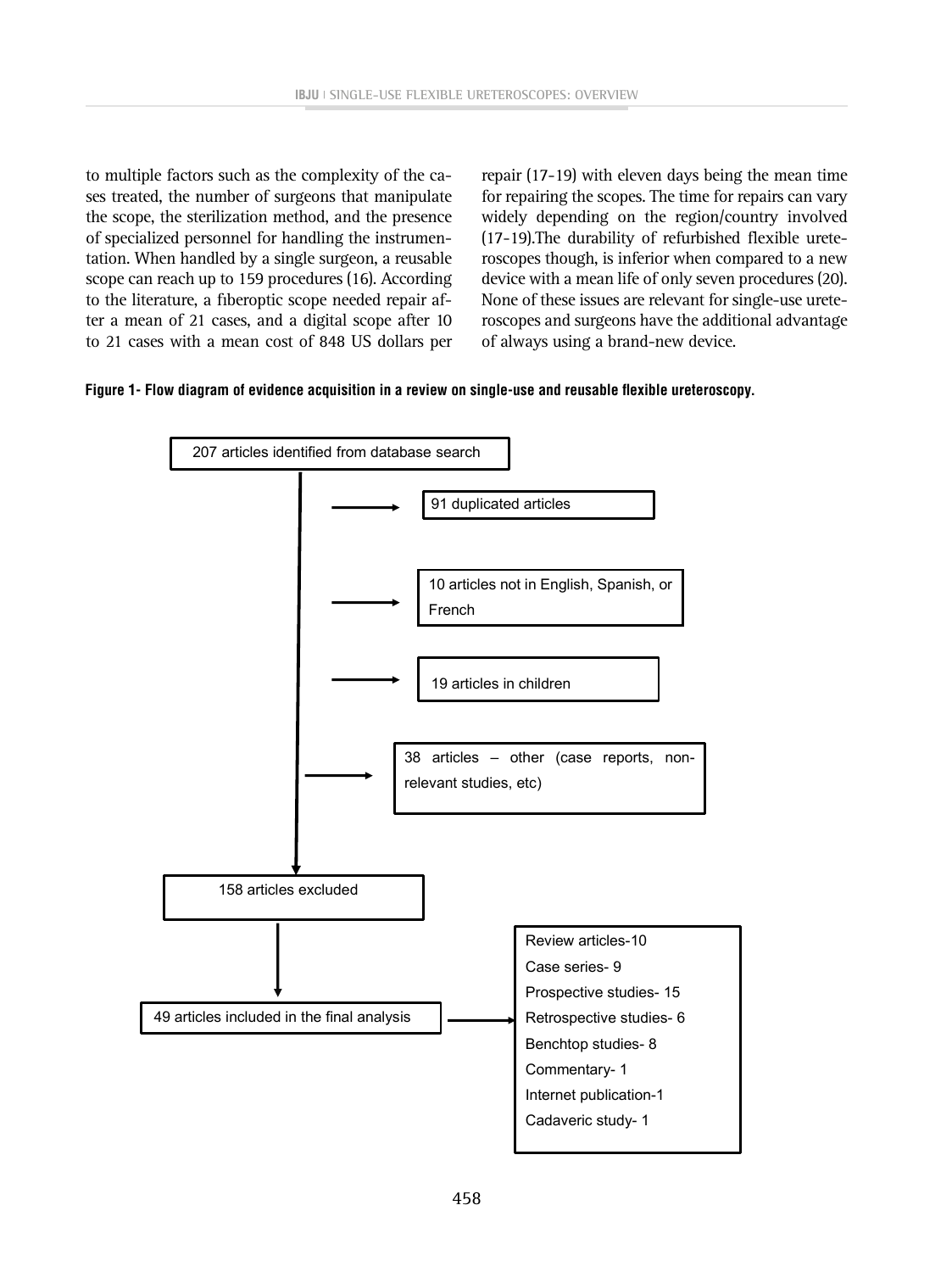to multiple factors such as the complexity of the cases treated, the number of surgeons that manipulate the scope, the sterilization method, and the presence of specialized personnel for handling the instrumentation. When handled by a single surgeon, a reusable scope can reach up to 159 procedures (16). According to the literature, a fiberoptic scope needed repair after a mean of 21 cases, and a digital scope after 10 to 21 cases with a mean cost of 848 US dollars per repair (17-19) with eleven days being the mean time for repairing the scopes. The time for repairs can vary widely depending on the region/country involved (17-19).The durability of refurbished flexible ureteroscopes though, is inferior when compared to a new device with a mean life of only seven procedures (20). None of these issues are relevant for single-use ureteroscopes and surgeons have the additional advantage of always using a brand-new device.

**Figure 1- Flow diagram of evidence acquisition in a review on single-use and reusable flexible ureteroscopy.**

207 articles identified from database search

→ 91 duplicated articles

→ 10 articles not in English, Spanish, or French

→ 19 articles in children

→ 38 articles – other (case reports, non-relevant studies, etc)

158 articles excluded

49 articles included in the final analysis

→ Review articles-10
Case series- 9
Prospective studies- 15
Retrospective studies- 6
Benchtop studies- 8
Commentary- 1
Internet publication-1
Cadaveric study- 1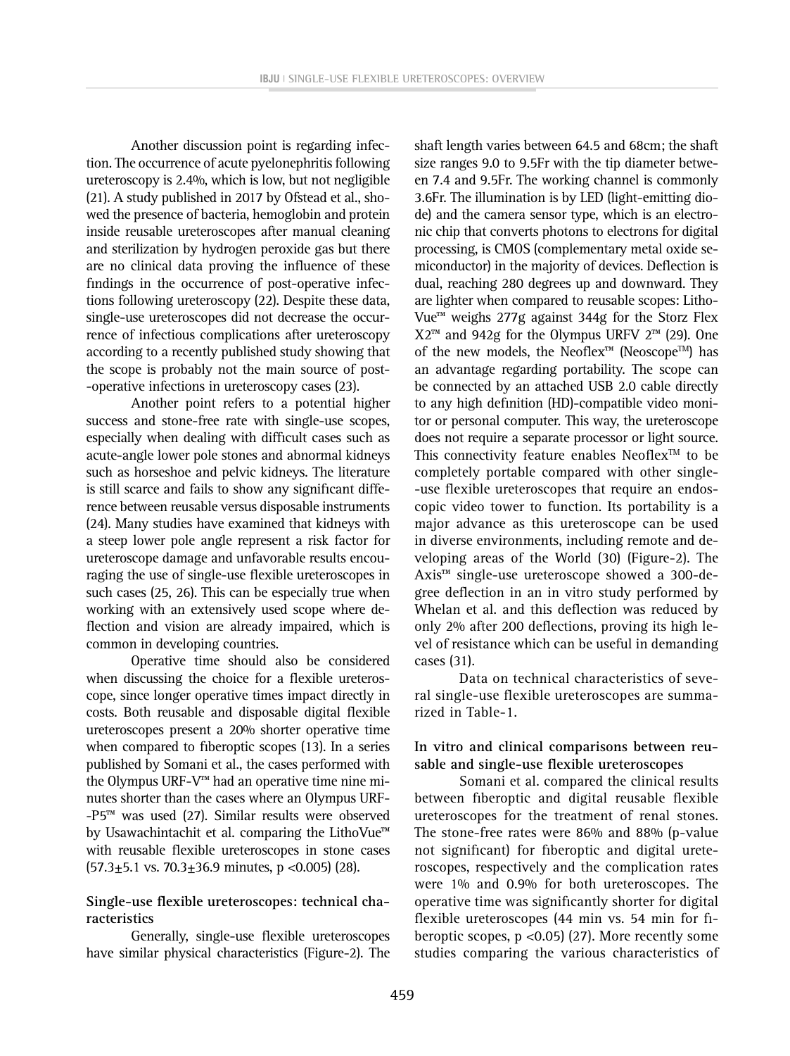Another discussion point is regarding infection. The occurrence of acute pyelonephritis following ureteroscopy is 2.4%, which is low, but not negligible (21). A study published in 2017 by Ofstead et al., showed the presence of bacteria, hemoglobin and protein inside reusable ureteroscopes after manual cleaning and sterilization by hydrogen peroxide gas but there are no clinical data proving the influence of these findings in the occurrence of post-operative infections following ureteroscopy (22). Despite these data, single-use ureteroscopes did not decrease the occurrence of infectious complications after ureteroscopy according to a recently published study showing that the scope is probably not the main source of post-operative infections in ureteroscopy cases (23).

Another point refers to a potential higher success and stone-free rate with single-use scopes, especially when dealing with difficult cases such as acute-angle lower pole stones and abnormal kidneys such as horseshoe and pelvic kidneys. The literature is still scarce and fails to show any significant difference between reusable versus disposable instruments (24). Many studies have examined that kidneys with a steep lower pole angle represent a risk factor for ureteroscope damage and unfavorable results encouraging the use of single-use flexible ureteroscopes in such cases (25, 26). This can be especially true when working with an extensively used scope where deflection and vision are already impaired, which is common in developing countries.

Operative time should also be considered when discussing the choice for a flexible ureteroscope, since longer operative times impact directly in costs. Both reusable and disposable digital flexible ureteroscopes present a 20% shorter operative time when compared to fiberoptic scopes (13). In a series published by Somani et al., the cases performed with the Olympus URF-V™ had an operative time nine minutes shorter than the cases where an Olympus URF-P5™ was used (27). Similar results were observed by Usawachintachit et al. comparing the LithoVue™ with reusable flexible ureteroscopes in stone cases (57.3±5.1 vs. 70.3±36.9 minutes, $p < 0.005$) (28).

## Single-use flexible ureteroscopes: technical characteristics

Generally, single-use flexible ureteroscopes have similar physical characteristics (Figure-2). The shaft length varies between 64.5 and 68cm; the shaft size ranges 9.0 to 9.5Fr with the tip diameter between 7.4 and 9.5Fr. The working channel is commonly 3.6Fr. The illumination is by LED (light-emitting diode) and the camera sensor type, which is an electronic chip that converts photons to electrons for digital processing, is CMOS (complementary metal oxide semiconductor) in the majority of devices. Deflection is dual, reaching 280 degrees up and downward. They are lighter when compared to reusable scopes: LithoVue™ weighs 277g against 344g for the Storz Flex X2™ and 942g for the Olympus URFV 2™ (29). One of the new models, the Neoflex™ (Neoscope™) has an advantage regarding portability. The scope can be connected by an attached USB 2.0 cable directly to any high definition (HD)-compatible video monitor or personal computer. This way, the ureteroscope does not require a separate processor or light source. This connectivity feature enables Neoflex™ to be completely portable compared with other single-use flexible ureteroscopes that require an endoscopic video tower to function. Its portability is a major advance as this ureteroscope can be used in diverse environments, including remote and developing areas of the World (30) (Figure-2). The Axis™ single-use ureteroscope showed a 300-degree deflection in an in vitro study performed by Whelan et al. and this deflection was reduced by only 2% after 200 deflections, proving its high level of resistance which can be useful in demanding cases (31).

Data on technical characteristics of several single-use flexible ureteroscopes are summarized in Table-1.

## In vitro and clinical comparisons between reusable and single-use flexible ureteroscopes

Somani et al. compared the clinical results between fiberoptic and digital reusable flexible ureteroscopes for the treatment of renal stones. The stone-free rates were 86% and 88% (p-value not significant) for fiberoptic and digital ureteroscopes, respectively and the complication rates were 1% and 0.9% for both ureteroscopes. The operative time was significantly shorter for digital flexible ureteroscopes (44 min vs. 54 min for fiberoptic scopes, $p < 0.05$) (27). More recently some studies comparing the various characteristics of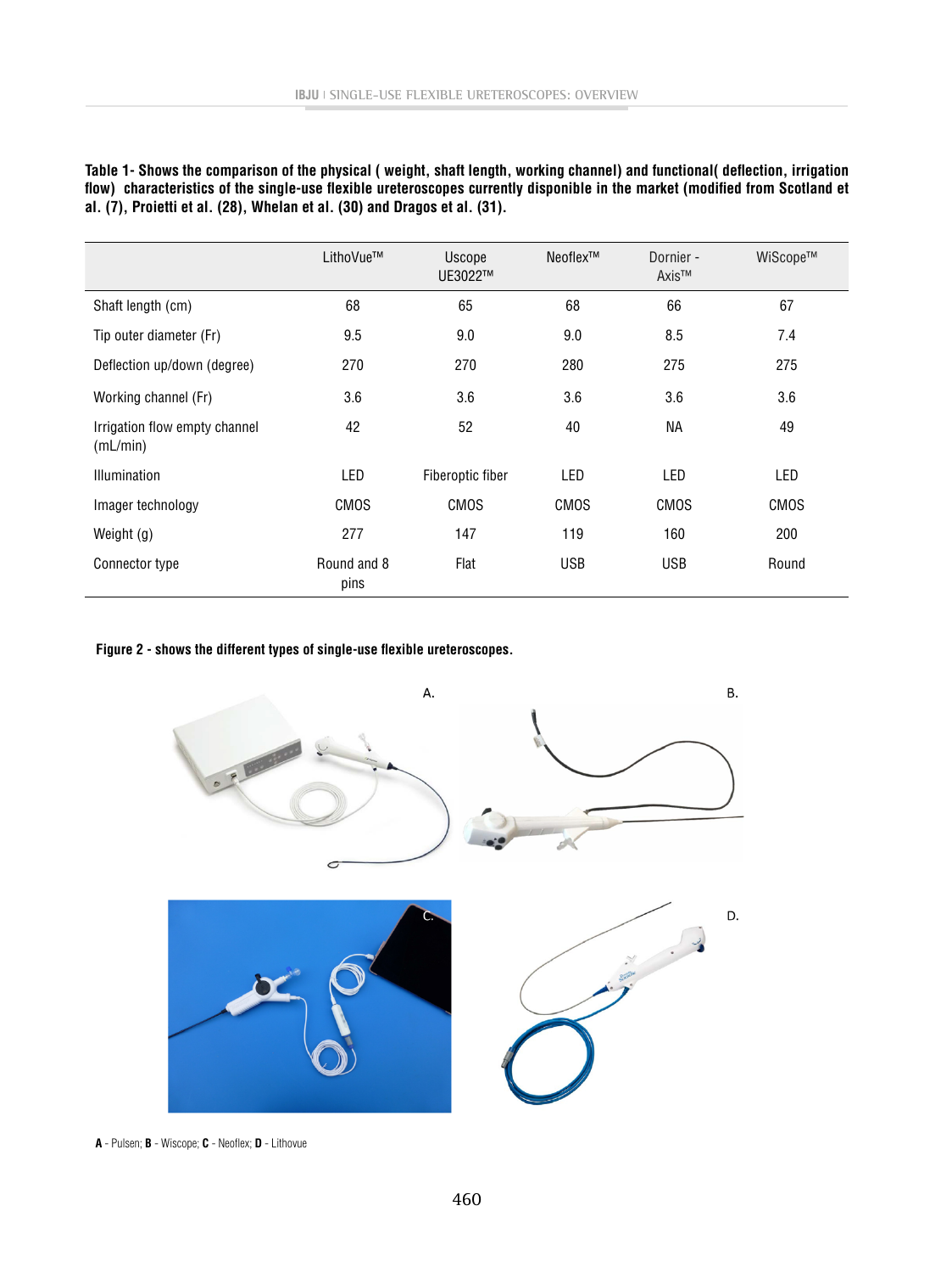**Table 1- Shows the comparison of the physical ( weight, shaft length, working channel) and functional( deflection, irrigation flow) characteristics of the single-use flexible ureteroscopes currently disponible in the market (modified from Scotland et al. (7), Proietti et al. (28), Whelan et al. (30) and Dragos et al. (31).**

| | LithoVue™ | Uscope UE3022™ | Neoflex™ | Dornier - Axis™ | WiScope™ |
|---|---|---|---|---|---|
| Shaft length (cm) | 68 | 65 | 68 | 66 | 67 |
| Tip outer diameter (Fr) | 9.5 | 9.0 | 9.0 | 8.5 | 7.4 |
| Deflection up/down (degree) | 270 | 270 | 280 | 275 | 275 |
| Working channel (Fr) | 3.6 | 3.6 | 3.6 | 3.6 | 3.6 |
| Irrigation flow empty channel (mL/min) | 42 | 52 | 40 | NA | 49 |
| Illumination | LED | Fiberoptic fiber | LED | LED | LED |
| Imager technology | CMOS | CMOS | CMOS | CMOS | CMOS |
| Weight (g) | 277 | 147 | 119 | 160 | 200 |
| Connector type | Round and 8 pins | Flat | USB | USB | Round |

**Figure 2 - shows the different types of single-use flexible ureteroscopes.**

**A** - Pulsen; **B** - Wiscope; **C** - Neoflex; **D** - Lithovue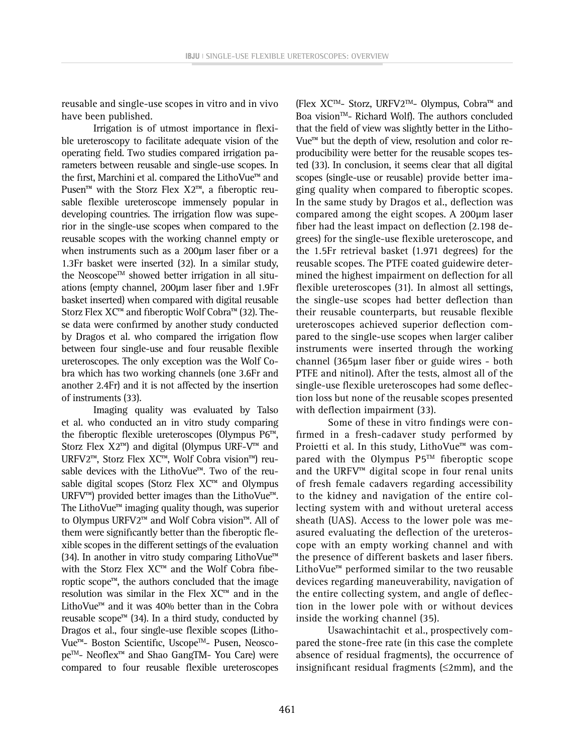reusable and single-use scopes in vitro and in vivo have been published.

Irrigation is of utmost importance in flexible ureteroscopy to facilitate adequate vision of the operating field. Two studies compared irrigation parameters between reusable and single-use scopes. In the first, Marchini et al. compared the LithoVue™ and Pusen™ with the Storz Flex X2™, a fiberoptic reusable flexible ureteroscope immensely popular in developing countries. The irrigation flow was superior in the single-use scopes when compared to the reusable scopes with the working channel empty or when instruments such as a 200µm laser fiber or a 1.3Fr basket were inserted (32). In a similar study, the Neoscope™ showed better irrigation in all situations (empty channel, 200µm laser fiber and 1.9Fr basket inserted) when compared with digital reusable Storz Flex XC™ and fiberoptic Wolf Cobra™ (32). These data were confirmed by another study conducted by Dragos et al. who compared the irrigation flow between four single-use and four reusable flexible ureteroscopes. The only exception was the Wolf Cobra which has two working channels (one 3.6Fr and another 2.4Fr) and it is not affected by the insertion of instruments (33).

Imaging quality was evaluated by Talso et al. who conducted an in vitro study comparing the fiberoptic flexible ureteroscopes (Olympus P6™, Storz Flex X2™) and digital (Olympus URF-V™ and URFV2™, Storz Flex XC™, Wolf Cobra vision™) reusable devices with the LithoVue™. Two of the reusable digital scopes (Storz Flex XC™ and Olympus URFV™) provided better images than the LithoVue™. The LithoVue™ imaging quality though, was superior to Olympus URFV2™ and Wolf Cobra vision™. All of them were significantly better than the fiberoptic flexible scopes in the different settings of the evaluation (34). In another in vitro study comparing LithoVue™ with the Storz Flex XC™ and the Wolf Cobra fiberoptic scope™, the authors concluded that the image resolution was similar in the Flex XC™ and in the LithoVue™ and it was 40% better than in the Cobra reusable scope™ (34). In a third study, conducted by Dragos et al., four single-use flexible scopes (LithoVue™- Boston Scientific, Uscope™- Pusen, Neoscope™- Neoflex™ and Shao GangTM- You Care) were compared to four reusable flexible ureteroscopes (Flex XC™- Storz, URFV2™- Olympus, Cobra™ and Boa vision™- Richard Wolf). The authors concluded that the field of view was slightly better in the LithoVue™ but the depth of view, resolution and color reproducibility were better for the reusable scopes tested (33). In conclusion, it seems clear that all digital scopes (single-use or reusable) provide better imaging quality when compared to fiberoptic scopes. In the same study by Dragos et al., deflection was compared among the eight scopes. A 200µm laser fiber had the least impact on deflection (2.198 degrees) for the single-use flexible ureteroscope, and the 1.5Fr retrieval basket (1.971 degrees) for the reusable scopes. The PTFE coated guidewire determined the highest impairment on deflection for all flexible ureteroscopes (31). In almost all settings, the single-use scopes had better deflection than their reusable counterparts, but reusable flexible ureteroscopes achieved superior deflection compared to the single-use scopes when larger caliber instruments were inserted through the working channel (365µm laser fiber or guide wires - both PTFE and nitinol). After the tests, almost all of the single-use flexible ureteroscopes had some deflection loss but none of the reusable scopes presented with deflection impairment (33).

Some of these in vitro findings were confirmed in a fresh-cadaver study performed by Proietti et al. In this study, LithoVue™ was compared with the Olympus P5™ fiberoptic scope and the URFV™ digital scope in four renal units of fresh female cadavers regarding accessibility to the kidney and navigation of the entire collecting system with and without ureteral access sheath (UAS). Access to the lower pole was measured evaluating the deflection of the ureteroscope with an empty working channel and with the presence of different baskets and laser fibers. LithoVue™ performed similar to the two reusable devices regarding maneuverability, navigation of the entire collecting system, and angle of deflection in the lower pole with or without devices inside the working channel (35).

Usawachintachit et al., prospectively compared the stone-free rate (in this case the complete absence of residual fragments), the occurrence of insignificant residual fragments (≤2mm), and the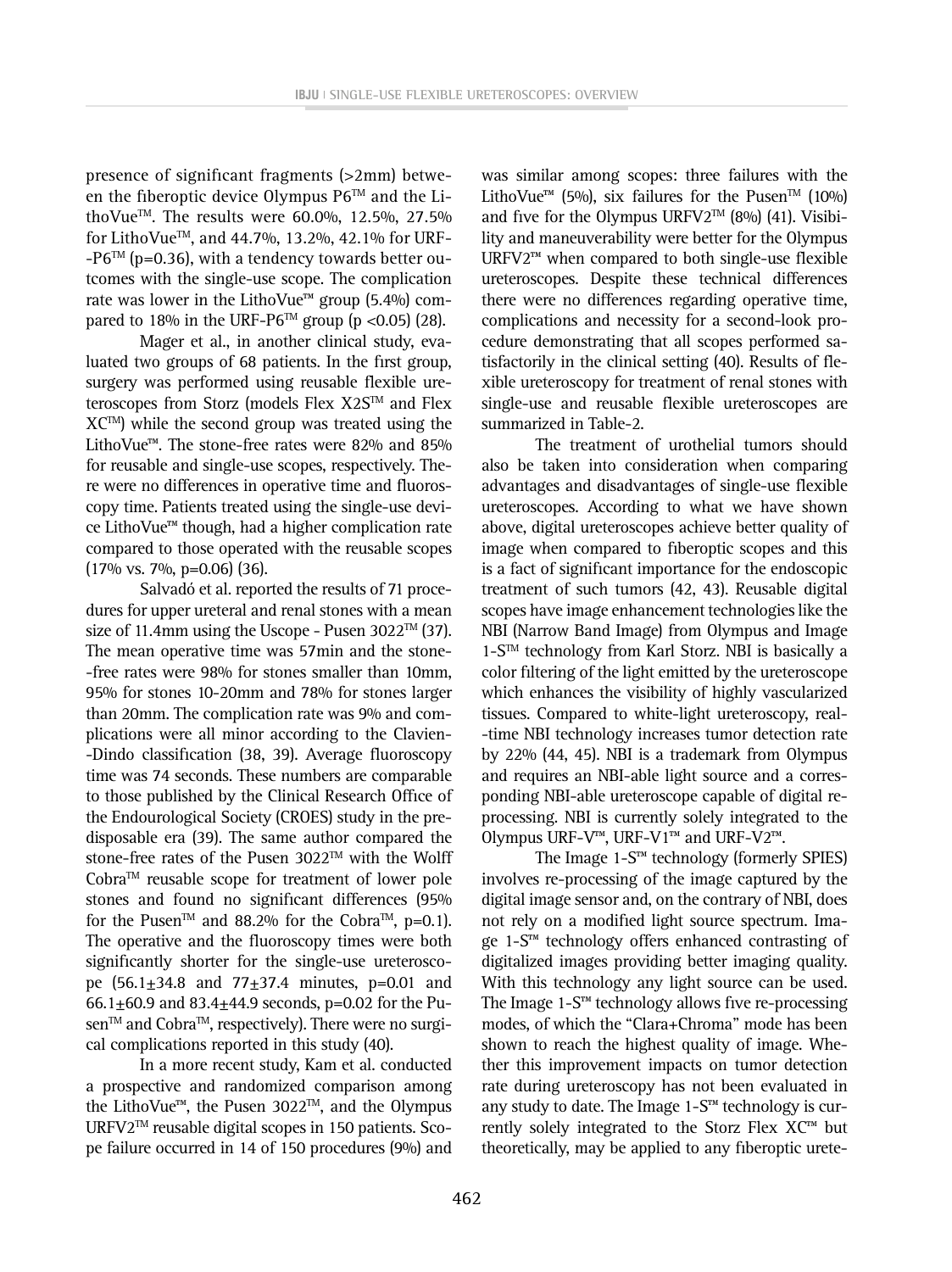presence of significant fragments (>2mm) between the fiberoptic device Olympus P6™ and the LithoVue™. The results were 60.0%, 12.5%, 27.5% for LithoVue™, and 44.7%, 13.2%, 42.1% for URF-P6™ ($p=0.36$), with a tendency towards better outcomes with the single-use scope. The complication rate was lower in the LithoVue™ group (5.4%) compared to 18% in the URF-P6™ group ($p < 0.05$) (28).

Mager et al., in another clinical study, evaluated two groups of 68 patients. In the first group, surgery was performed using reusable flexible ureteroscopes from Storz (models Flex X2S™ and Flex XC™) while the second group was treated using the LithoVue™. The stone-free rates were 82% and 85% for reusable and single-use scopes, respectively. There were no differences in operative time and fluoroscopy time. Patients treated using the single-use device LithoVue™ though, had a higher complication rate compared to those operated with the reusable scopes (17% vs. 7%, $p=0.06$) (36).

Salvadó et al. reported the results of 71 procedures for upper ureteral and renal stones with a mean size of 11.4mm using the Uscope - Pusen 3022™ (37). The mean operative time was 57min and the stone-free rates were 98% for stones smaller than 10mm, 95% for stones 10-20mm and 78% for stones larger than 20mm. The complication rate was 9% and complications were all minor according to the Clavien-Dindo classification (38, 39). Average fluoroscopy time was 74 seconds. These numbers are comparable to those published by the Clinical Research Office of the Endourological Society (CROES) study in the pre-disposable era (39). The same author compared the stone-free rates of the Pusen 3022™ with the Wolff Cobra™ reusable scope for treatment of lower pole stones and found no significant differences (95% for the Pusen™ and 88.2% for the Cobra™, $p=0.1$). The operative and the fluoroscopy times were both significantly shorter for the single-use ureteroscope ($56.1 \pm 34.8$ and $77 \pm 37.4$ minutes, $p=0.01$ and $66.1 \pm 60.9$ and $83.4 \pm 44.9$ seconds, $p=0.02$ for the Pusen™ and Cobra™, respectively). There were no surgical complications reported in this study (40).

In a more recent study, Kam et al. conducted a prospective and randomized comparison among the LithoVue™, the Pusen 3022™, and the Olympus URFV2™ reusable digital scopes in 150 patients. Scope failure occurred in 14 of 150 procedures (9%) and was similar among scopes: three failures with the LithoVue™ (5%), six failures for the Pusen™ (10%) and five for the Olympus URFV2™ (8%) (41). Visibility and maneuverability were better for the Olympus URFV2™ when compared to both single-use flexible ureteroscopes. Despite these technical differences there were no differences regarding operative time, complications and necessity for a second-look procedure demonstrating that all scopes performed satisfactorily in the clinical setting (40). Results of flexible ureteroscopy for treatment of renal stones with single-use and reusable flexible ureteroscopes are summarized in Table-2.

The treatment of urothelial tumors should also be taken into consideration when comparing advantages and disadvantages of single-use flexible ureteroscopes. According to what we have shown above, digital ureteroscopes achieve better quality of image when compared to fiberoptic scopes and this is a fact of significant importance for the endoscopic treatment of such tumors (42, 43). Reusable digital scopes have image enhancement technologies like the NBI (Narrow Band Image) from Olympus and Image 1-S™ technology from Karl Storz. NBI is basically a color filtering of the light emitted by the ureteroscope which enhances the visibility of highly vascularized tissues. Compared to white-light ureteroscopy, real-time NBI technology increases tumor detection rate by 22% (44, 45). NBI is a trademark from Olympus and requires an NBI-able light source and a corresponding NBI-able ureteroscope capable of digital re-processing. NBI is currently solely integrated to the Olympus URF-V™, URF-V1™ and URF-V2™.

The Image 1-S™ technology (formerly SPIES) involves re-processing of the image captured by the digital image sensor and, on the contrary of NBI, does not rely on a modified light source spectrum. Image 1-S™ technology offers enhanced contrasting of digitalized images providing better imaging quality. With this technology any light source can be used. The Image 1-S™ technology allows five re-processing modes, of which the "Clara+Chroma" mode has been shown to reach the highest quality of image. Whether this improvement impacts on tumor detection rate during ureteroscopy has not been evaluated in any study to date. The Image 1-S™ technology is currently solely integrated to the Storz Flex XC™ but theoretically, may be applied to any fiberoptic urete-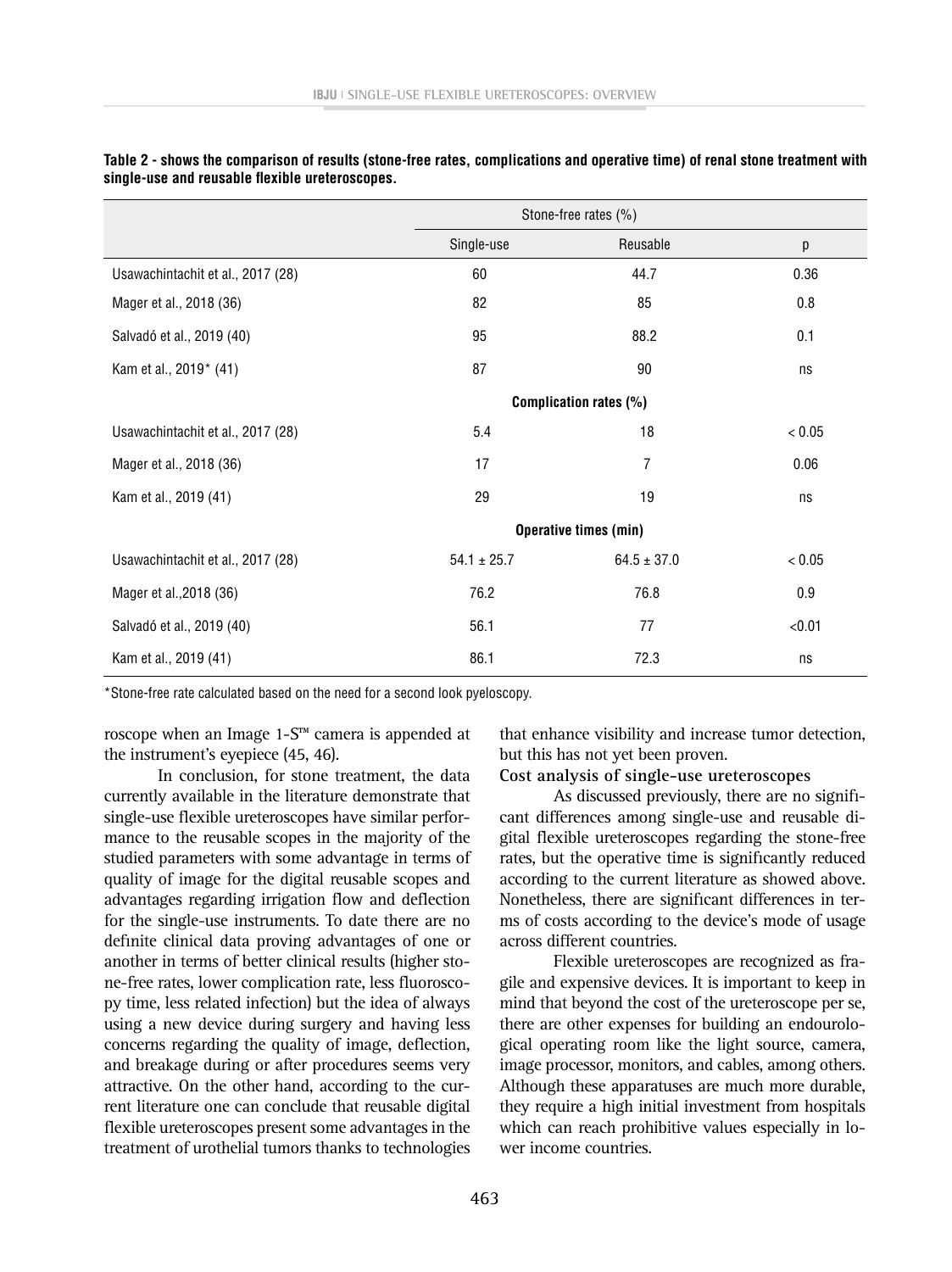**Table 2 - shows the comparison of results (stone-free rates, complications and operative time) of renal stone treatment with single-use and reusable flexible ureteroscopes.**

| | Stone-free rates (%) | | |
|---|---|---|---|
| | Single-use | Reusable | p |
| Usawachintachit et al., 2017 (28) | 60 | 44.7 | 0.36 |
| Mager et al., 2018 (36) | 82 | 85 | 0.8 |
| Salvadó et al., 2019 (40) | 95 | 88.2 | 0.1 |
| Kam et al., 2019* (41) | 87 | 90 | ns |
| | **Complication rates (%)** | | |
| Usawachintachit et al., 2017 (28) | 5.4 | 18 | < 0.05 |
| Mager et al., 2018 (36) | 17 | 7 | 0.06 |
| Kam et al., 2019 (41) | 29 | 19 | ns |
| | **Operative times (min)** | | |
| Usawachintachit et al., 2017 (28) | 54.1 ± 25.7 | 64.5 ± 37.0 | < 0.05 |
| Mager et al.,2018 (36) | 76.2 | 76.8 | 0.9 |
| Salvadó et al., 2019 (40) | 56.1 | 77 | <0.01 |
| Kam et al., 2019 (41) | 86.1 | 72.3 | ns |

*Stone-free rate calculated based on the need for a second look pyeloscopy.

roscope when an Image 1-S™ camera is appended at the instrument's eyepiece (45, 46).

In conclusion, for stone treatment, the data currently available in the literature demonstrate that single-use flexible ureteroscopes have similar performance to the reusable scopes in the majority of the studied parameters with some advantage in terms of quality of image for the digital reusable scopes and advantages regarding irrigation flow and deflection for the single-use instruments. To date there are no definite clinical data proving advantages of one or another in terms of better clinical results (higher stone-free rates, lower complication rate, less fluoroscopy time, less related infection) but the idea of always using a new device during surgery and having less concerns regarding the quality of image, deflection, and breakage during or after procedures seems very attractive. On the other hand, according to the current literature one can conclude that reusable digital flexible ureteroscopes present some advantages in the treatment of urothelial tumors thanks to technologies that enhance visibility and increase tumor detection, but this has not yet been proven.

**Cost analysis of single-use ureteroscopes**

As discussed previously, there are no significant differences among single-use and reusable digital flexible ureteroscopes regarding the stone-free rates, but the operative time is significantly reduced according to the current literature as showed above. Nonetheless, there are significant differences in terms of costs according to the device's mode of usage across different countries.

Flexible ureteroscopes are recognized as fragile and expensive devices. It is important to keep in mind that beyond the cost of the ureteroscope per se, there are other expenses for building an endourological operating room like the light source, camera, image processor, monitors, and cables, among others. Although these apparatuses are much more durable, they require a high initial investment from hospitals which can reach prohibitive values especially in lower income countries.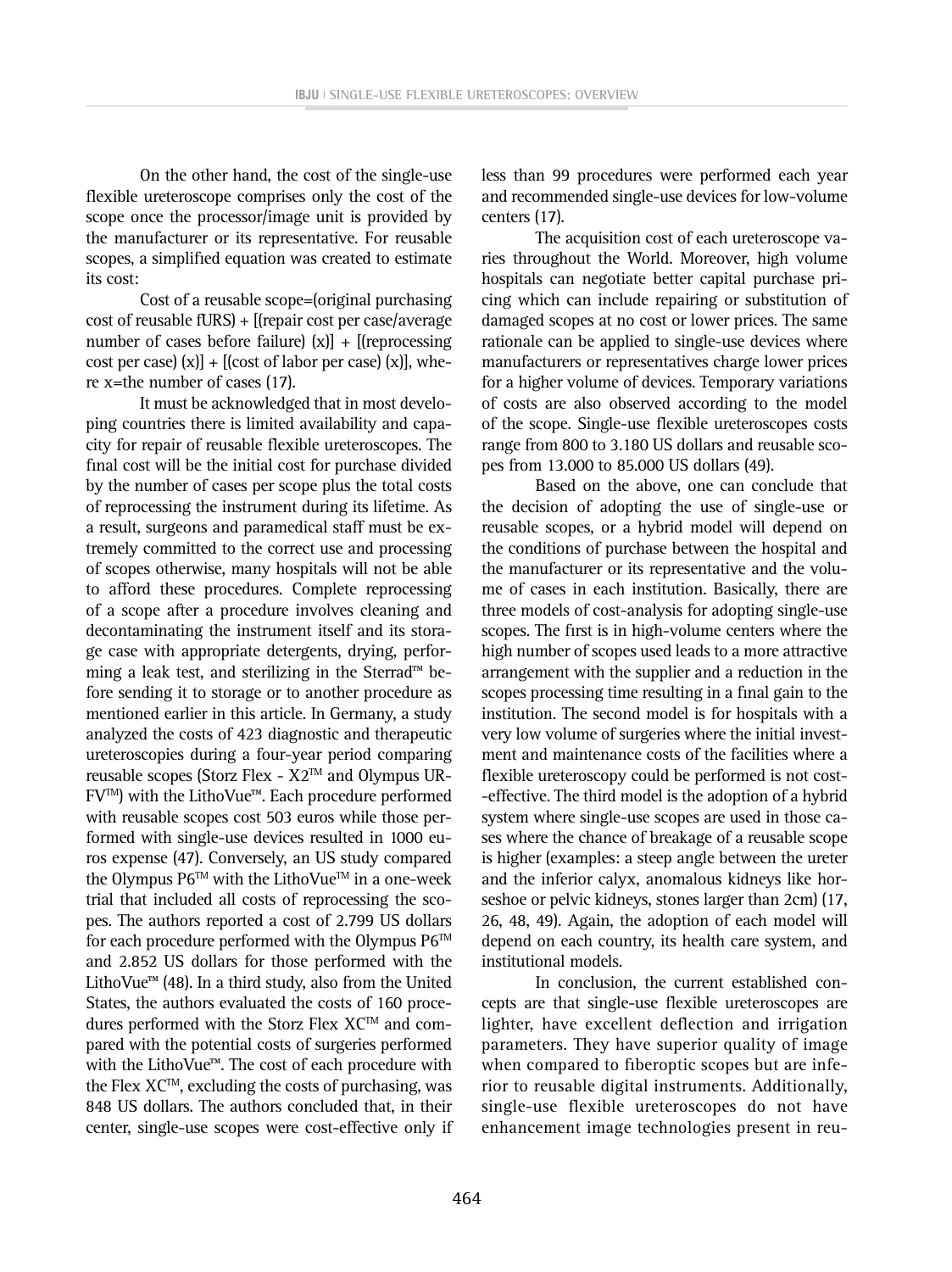On the other hand, the cost of the single-use flexible ureteroscope comprises only the cost of the scope once the processor/image unit is provided by the manufacturer or its representative. For reusable scopes, a simplified equation was created to estimate its cost:

Cost of a reusable scope=(original purchasing cost of reusable fURS) + [(repair cost per case/average number of cases before failure) (x)] + [(reprocessing cost per case) (x)] + [(cost of labor per case) (x)], where x=the number of cases (17).

It must be acknowledged that in most developing countries there is limited availability and capacity for repair of reusable flexible ureteroscopes. The final cost will be the initial cost for purchase divided by the number of cases per scope plus the total costs of reprocessing the instrument during its lifetime. As a result, surgeons and paramedical staff must be extremely committed to the correct use and processing of scopes otherwise, many hospitals will not be able to afford these procedures. Complete reprocessing of a scope after a procedure involves cleaning and decontaminating the instrument itself and its storage case with appropriate detergents, drying, performing a leak test, and sterilizing in the Sterrad™ before sending it to storage or to another procedure as mentioned earlier in this article. In Germany, a study analyzed the costs of 423 diagnostic and therapeutic ureteroscopies during a four-year period comparing reusable scopes (Storz Flex - X2™ and Olympus URF-V™) with the LithoVue™. Each procedure performed with reusable scopes cost 503 euros while those performed with single-use devices resulted in 1000 euros expense (47). Conversely, an US study compared the Olympus P6™ with the LithoVue™ in a one-week trial that included all costs of reprocessing the scopes. The authors reported a cost of 2.799 US dollars for each procedure performed with the Olympus P6™ and 2.852 US dollars for those performed with the LithoVue™ (48). In a third study, also from the United States, the authors evaluated the costs of 160 procedures performed with the Storz Flex XC™ and compared with the potential costs of surgeries performed with the LithoVue™. The cost of each procedure with the Flex XC™, excluding the costs of purchasing, was 848 US dollars. The authors concluded that, in their center, single-use scopes were cost-effective only if less than 99 procedures were performed each year and recommended single-use devices for low-volume centers (17).

The acquisition cost of each ureteroscope varies throughout the World. Moreover, high volume hospitals can negotiate better capital purchase pricing which can include repairing or substitution of damaged scopes at no cost or lower prices. The same rationale can be applied to single-use devices where manufacturers or representatives charge lower prices for a higher volume of devices. Temporary variations of costs are also observed according to the model of the scope. Single-use flexible ureteroscopes costs range from 800 to 3.180 US dollars and reusable scopes from 13.000 to 85.000 US dollars (49).

Based on the above, one can conclude that the decision of adopting the use of single-use or reusable scopes, or a hybrid model will depend on the conditions of purchase between the hospital and the manufacturer or its representative and the volume of cases in each institution. Basically, there are three models of cost-analysis for adopting single-use scopes. The first is in high-volume centers where the high number of scopes used leads to a more attractive arrangement with the supplier and a reduction in the scopes processing time resulting in a final gain to the institution. The second model is for hospitals with a very low volume of surgeries where the initial investment and maintenance costs of the facilities where a flexible ureteroscopy could be performed is not cost-effective. The third model is the adoption of a hybrid system where single-use scopes are used in those cases where the chance of breakage of a reusable scope is higher (examples: a steep angle between the ureter and the inferior calyx, anomalous kidneys like horseshoe or pelvic kidneys, stones larger than 2cm) (17, 26, 48, 49). Again, the adoption of each model will depend on each country, its health care system, and institutional models.

In conclusion, the current established concepts are that single-use flexible ureteroscopes are lighter, have excellent deflection and irrigation parameters. They have superior quality of image when compared to fiberoptic scopes but are inferior to reusable digital instruments. Additionally, single-use flexible ureteroscopes do not have enhancement image technologies present in reu-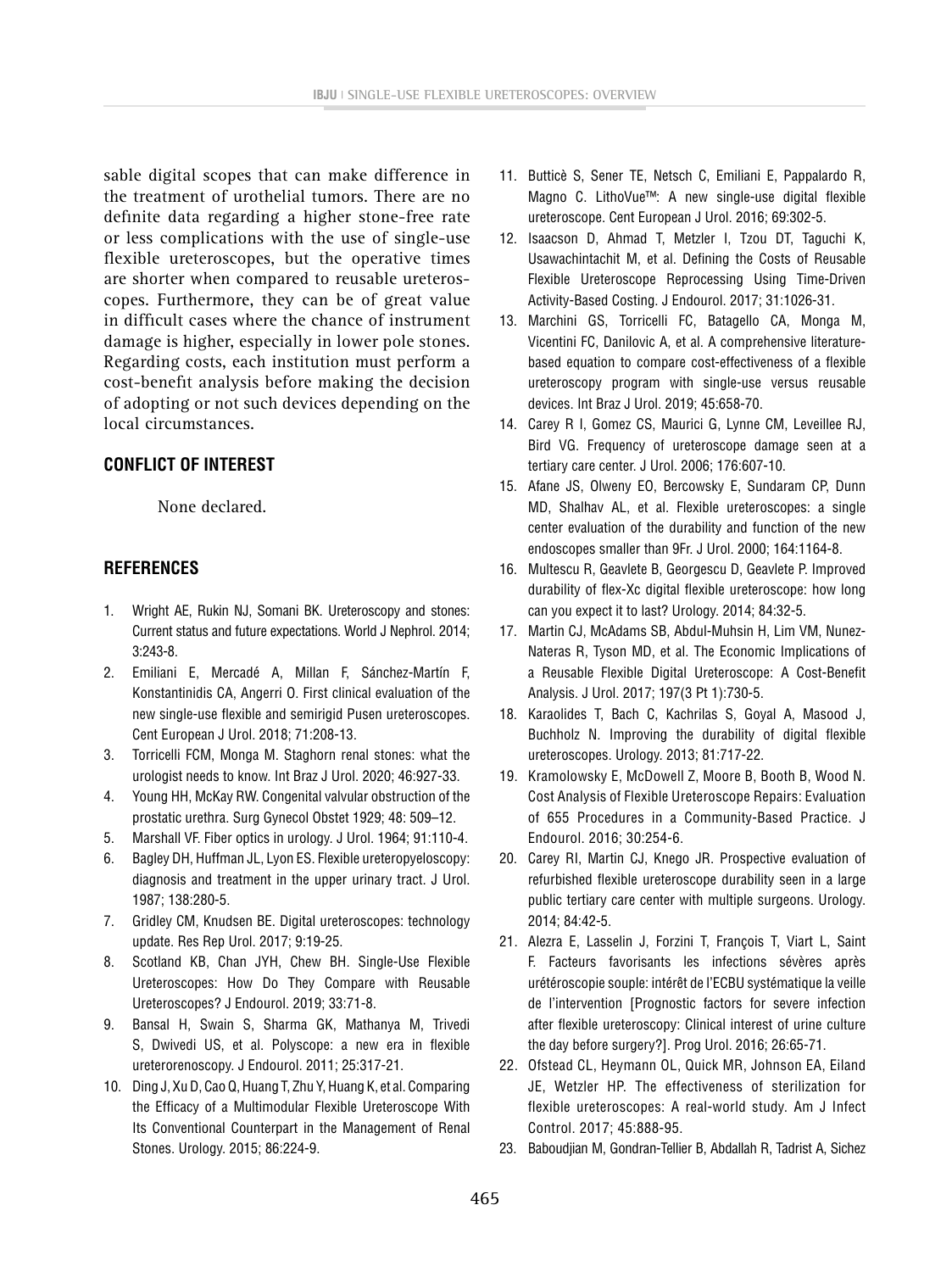sable digital scopes that can make difference in the treatment of urothelial tumors. There are no definite data regarding a higher stone-free rate or less complications with the use of single-use flexible ureteroscopes, but the operative times are shorter when compared to reusable ureteroscopes. Furthermore, they can be of great value in difficult cases where the chance of instrument damage is higher, especially in lower pole stones. Regarding costs, each institution must perform a cost-benefit analysis before making the decision of adopting or not such devices depending on the local circumstances.

## CONFLICT OF INTEREST

None declared.

## REFERENCES

1. Wright AE, Rukin NJ, Somani BK. Ureteroscopy and stones: Current status and future expectations. World J Nephrol. 2014; 3:243-8.
2. Emiliani E, Mercadé A, Millan F, Sánchez-Martín F, Konstantinidis CA, Angerri O. First clinical evaluation of the new single-use flexible and semirigid Pusen ureteroscopes. Cent European J Urol. 2018; 71:208-13.
3. Torricelli FCM, Monga M. Staghorn renal stones: what the urologist needs to know. Int Braz J Urol. 2020; 46:927-33.
4. Young HH, McKay RW. Congenital valvular obstruction of the prostatic urethra. Surg Gynecol Obstet 1929; 48: 509–12.
5. Marshall VF. Fiber optics in urology. J Urol. 1964; 91:110-4.
6. Bagley DH, Huffman JL, Lyon ES. Flexible ureteropyeloscopy: diagnosis and treatment in the upper urinary tract. J Urol. 1987; 138:280-5.
7. Gridley CM, Knudsen BE. Digital ureteroscopes: technology update. Res Rep Urol. 2017; 9:19-25.
8. Scotland KB, Chan JYH, Chew BH. Single-Use Flexible Ureteroscopes: How Do They Compare with Reusable Ureteroscopes? J Endourol. 2019; 33:71-8.
9. Bansal H, Swain S, Sharma GK, Mathanya M, Trivedi S, Dwivedi US, et al. Polyscope: a new era in flexible ureterorenoscopy. J Endourol. 2011; 25:317-21.
10. Ding J, Xu D, Cao Q, Huang T, Zhu Y, Huang K, et al. Comparing the Efficacy of a Multimodular Flexible Ureteroscope With Its Conventional Counterpart in the Management of Renal Stones. Urology. 2015; 86:224-9.
11. Butticè S, Sener TE, Netsch C, Emiliani E, Pappalardo R, Magno C. LithoVue™: A new single-use digital flexible ureteroscope. Cent European J Urol. 2016; 69:302-5.
12. Isaacson D, Ahmad T, Metzler I, Tzou DT, Taguchi K, Usawachintachit M, et al. Defining the Costs of Reusable Flexible Ureteroscope Reprocessing Using Time-Driven Activity-Based Costing. J Endourol. 2017; 31:1026-31.
13. Marchini GS, Torricelli FC, Batagello CA, Monga M, Vicentini FC, Danilovic A, et al. A comprehensive literature-based equation to compare cost-effectiveness of a flexible ureteroscopy program with single-use versus reusable devices. Int Braz J Urol. 2019; 45:658-70.
14. Carey R I, Gomez CS, Maurici G, Lynne CM, Leveillee RJ, Bird VG. Frequency of ureteroscope damage seen at a tertiary care center. J Urol. 2006; 176:607-10.
15. Afane JS, Olweny EO, Bercowsky E, Sundaram CP, Dunn MD, Shalhav AL, et al. Flexible ureteroscopes: a single center evaluation of the durability and function of the new endoscopes smaller than 9Fr. J Urol. 2000; 164:1164-8.
16. Multescu R, Geavlete B, Georgescu D, Geavlete P. Improved durability of flex-Xc digital flexible ureteroscope: how long can you expect it to last? Urology. 2014; 84:32-5.
17. Martin CJ, McAdams SB, Abdul-Muhsin H, Lim VM, Nunez-Nateras R, Tyson MD, et al. The Economic Implications of a Reusable Flexible Digital Ureteroscope: A Cost-Benefit Analysis. J Urol. 2017; 197(3 Pt 1):730-5.
18. Karaolides T, Bach C, Kachrilas S, Goyal A, Masood J, Buchholz N. Improving the durability of digital flexible ureteroscopes. Urology. 2013; 81:717-22.
19. Kramolowsky E, McDowell Z, Moore B, Booth B, Wood N. Cost Analysis of Flexible Ureteroscope Repairs: Evaluation of 655 Procedures in a Community-Based Practice. J Endourol. 2016; 30:254-6.
20. Carey RI, Martin CJ, Knego JR. Prospective evaluation of refurbished flexible ureteroscope durability seen in a large public tertiary care center with multiple surgeons. Urology. 2014; 84:42-5.
21. Alezra E, Lasselin J, Forzini T, François T, Viart L, Saint F. Facteurs favorisants les infections sévères après urétéroscopie souple: intérêt de l'ECBU systématique la veille de l'intervention [Prognostic factors for severe infection after flexible ureteroscopy: Clinical interest of urine culture the day before surgery?]. Prog Urol. 2016; 26:65-71.
22. Ofstead CL, Heymann OL, Quick MR, Johnson EA, Eiland JE, Wetzler HP. The effectiveness of sterilization for flexible ureteroscopes: A real-world study. Am J Infect Control. 2017; 45:888-95.
23. Baboudjian M, Gondran-Tellier B, Abdallah R, Tadrist A, Sichez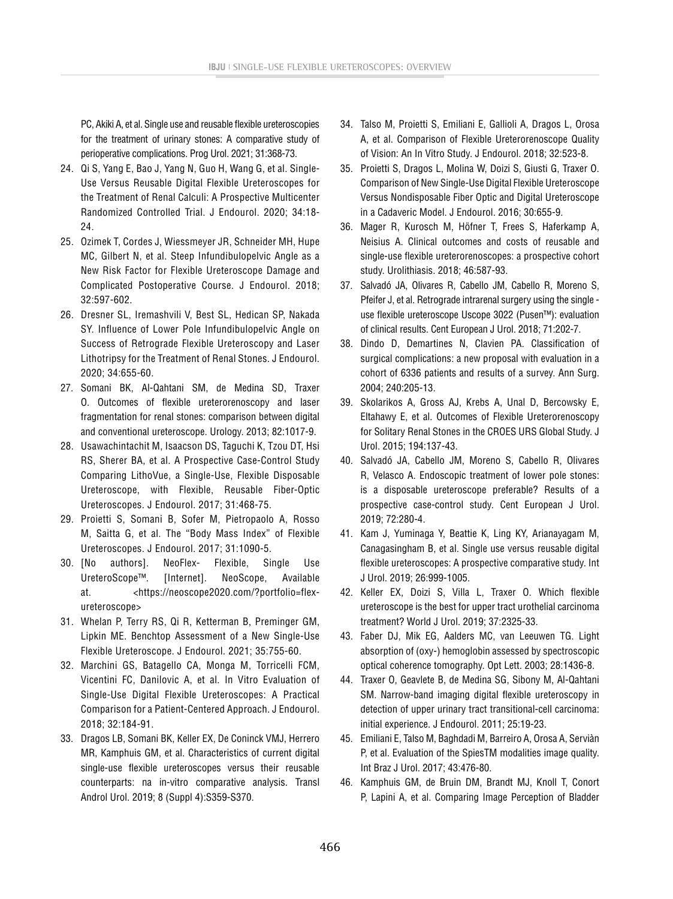PC, Akiki A, et al. Single use and reusable flexible ureteroscopies for the treatment of urinary stones: A comparative study of perioperative complications. Prog Urol. 2021; 31:368-73.

24. Qi S, Yang E, Bao J, Yang N, Guo H, Wang G, et al. Single-Use Versus Reusable Digital Flexible Ureteroscopes for the Treatment of Renal Calculi: A Prospective Multicenter Randomized Controlled Trial. J Endourol. 2020; 34:18-24.
25. Ozimek T, Cordes J, Wiessmeyer JR, Schneider MH, Hupe MC, Gilbert N, et al. Steep Infundibulopelvic Angle as a New Risk Factor for Flexible Ureteroscope Damage and Complicated Postoperative Course. J Endourol. 2018; 32:597-602.
26. Dresner SL, Iremashvili V, Best SL, Hedican SP, Nakada SY. Influence of Lower Pole Infundibulopelvic Angle on Success of Retrograde Flexible Ureteroscopy and Laser Lithotripsy for the Treatment of Renal Stones. J Endourol. 2020; 34:655-60.
27. Somani BK, Al-Qahtani SM, de Medina SD, Traxer O. Outcomes of flexible ureterorenoscopy and laser fragmentation for renal stones: comparison between digital and conventional ureteroscope. Urology. 2013; 82:1017-9.
28. Usawachintachit M, Isaacson DS, Taguchi K, Tzou DT, Hsi RS, Sherer BA, et al. A Prospective Case-Control Study Comparing LithoVue, a Single-Use, Flexible Disposable Ureteroscope, with Flexible, Reusable Fiber-Optic Ureteroscopes. J Endourol. 2017; 31:468-75.
29. Proietti S, Somani B, Sofer M, Pietropaolo A, Rosso M, Saitta G, et al. The "Body Mass Index" of Flexible Ureteroscopes. J Endourol. 2017; 31:1090-5.
30. [No authors]. NeoFlex- Flexible, Single Use UreteroScope™. [Internet]. NeoScope, Available at. <https://neoscope2020.com/?portfolio=flex-ureteroscope>
31. Whelan P, Terry RS, Qi R, Ketterman B, Preminger GM, Lipkin ME. Benchtop Assessment of a New Single-Use Flexible Ureteroscope. J Endourol. 2021; 35:755-60.
32. Marchini GS, Batagello CA, Monga M, Torricelli FCM, Vicentini FC, Danilovic A, et al. In Vitro Evaluation of Single-Use Digital Flexible Ureteroscopes: A Practical Comparison for a Patient-Centered Approach. J Endourol. 2018; 32:184-91.
33. Dragos LB, Somani BK, Keller EX, De Coninck VMJ, Herrero MR, Kamphuis GM, et al. Characteristics of current digital single-use flexible ureteroscopes versus their reusable counterparts: na in-vitro comparative analysis. Transl Androl Urol. 2019; 8 (Suppl 4):S359-S370.
34. Talso M, Proietti S, Emiliani E, Gallioli A, Dragos L, Orosa A, et al. Comparison of Flexible Ureterorenoscope Quality of Vision: An In Vitro Study. J Endourol. 2018; 32:523-8.
35. Proietti S, Dragos L, Molina W, Doizi S, Giusti G, Traxer O. Comparison of New Single-Use Digital Flexible Ureteroscope Versus Nondisposable Fiber Optic and Digital Ureteroscope in a Cadaveric Model. J Endourol. 2016; 30:655-9.
36. Mager R, Kurosch M, Höfner T, Frees S, Haferkamp A, Neisius A. Clinical outcomes and costs of reusable and single-use flexible ureterorenoscopes: a prospective cohort study. Urolithiasis. 2018; 46:587-93.
37. Salvadó JA, Olivares R, Cabello JM, Cabello R, Moreno S, Pfeifer J, et al. Retrograde intrarenal surgery using the single - use flexible ureteroscope Uscope 3022 (Pusen™): evaluation of clinical results. Cent European J Urol. 2018; 71:202-7.
38. Dindo D, Demartines N, Clavien PA. Classification of surgical complications: a new proposal with evaluation in a cohort of 6336 patients and results of a survey. Ann Surg. 2004; 240:205-13.
39. Skolarikos A, Gross AJ, Krebs A, Unal D, Bercowsky E, Eltahawy E, et al. Outcomes of Flexible Ureterorenoscopy for Solitary Renal Stones in the CROES URS Global Study. J Urol. 2015; 194:137-43.
40. Salvadó JA, Cabello JM, Moreno S, Cabello R, Olivares R, Velasco A. Endoscopic treatment of lower pole stones: is a disposable ureteroscope preferable? Results of a prospective case-control study. Cent European J Urol. 2019; 72:280-4.
41. Kam J, Yuminaga Y, Beattie K, Ling KY, Arianayagam M, Canagasingham B, et al. Single use versus reusable digital flexible ureteroscopes: A prospective comparative study. Int J Urol. 2019; 26:999-1005.
42. Keller EX, Doizi S, Villa L, Traxer O. Which flexible ureteroscope is the best for upper tract urothelial carcinoma treatment? World J Urol. 2019; 37:2325-33.
43. Faber DJ, Mik EG, Aalders MC, van Leeuwen TG. Light absorption of (oxy-) hemoglobin assessed by spectroscopic optical coherence tomography. Opt Lett. 2003; 28:1436-8.
44. Traxer O, Geavlete B, de Medina SG, Sibony M, Al-Qahtani SM. Narrow-band imaging digital flexible ureteroscopy in detection of upper urinary tract transitional-cell carcinoma: initial experience. J Endourol. 2011; 25:19-23.
45. Emiliani E, Talso M, Baghdadi M, Barreiro A, Orosa A, Serviàn P, et al. Evaluation of the SpiesTM modalities image quality. Int Braz J Urol. 2017; 43:476-80.
46. Kamphuis GM, de Bruin DM, Brandt MJ, Knoll T, Conort P, Lapini A, et al. Comparing Image Perception of Bladder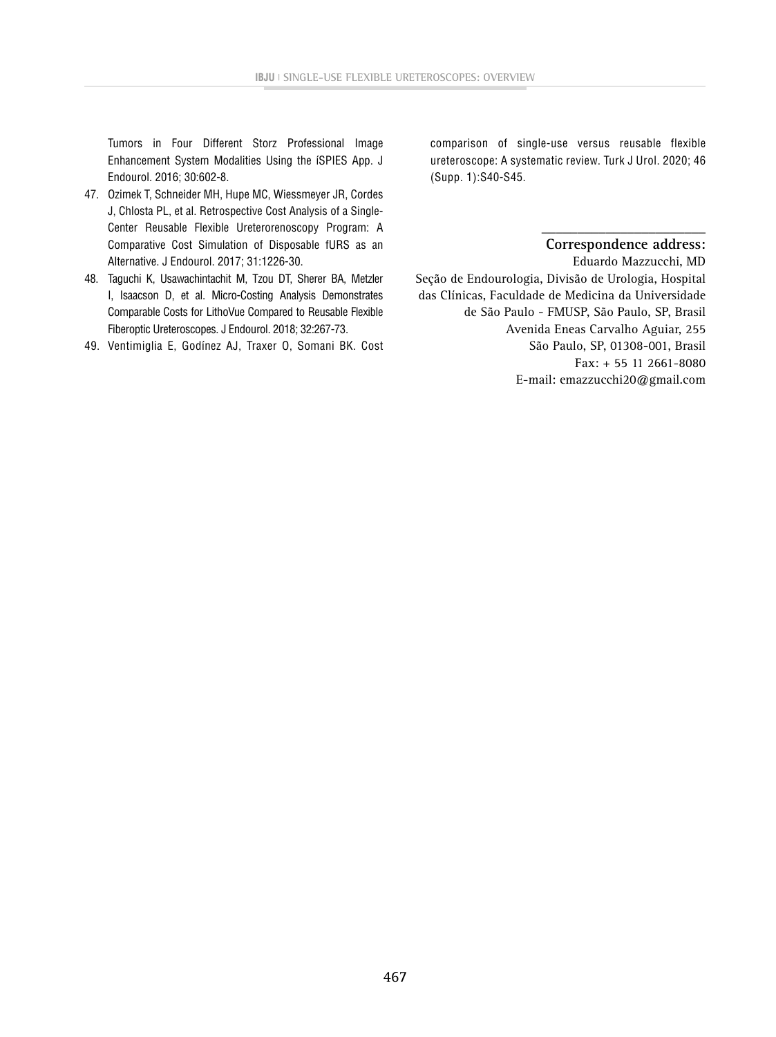Tumors in Four Different Storz Professional Image Enhancement System Modalities Using the íSPIES App. J Endourol. 2016; 30:602-8.

47. Ozimek T, Schneider MH, Hupe MC, Wiessmeyer JR, Cordes J, Chlosta PL, et al. Retrospective Cost Analysis of a Single-Center Reusable Flexible Ureterorenoscopy Program: A Comparative Cost Simulation of Disposable fURS as an Alternative. J Endourol. 2017; 31:1226-30.
48. Taguchi K, Usawachintachit M, Tzou DT, Sherer BA, Metzler I, Isaacson D, et al. Micro-Costing Analysis Demonstrates Comparable Costs for LithoVue Compared to Reusable Flexible Fiberoptic Ureteroscopes. J Endourol. 2018; 32:267-73.
49. Ventimiglia E, Godínez AJ, Traxer O, Somani BK. Cost comparison of single-use versus reusable flexible ureteroscope: A systematic review. Turk J Urol. 2020; 46 (Supp. 1):S40-S45.

**Correspondence address:**
Eduardo Mazzucchi, MD
Seção de Endourologia, Divisão de Urologia, Hospital das Clínicas, Faculdade de Medicina da Universidade de São Paulo - FMUSP, São Paulo, SP, Brasil
Avenida Eneas Carvalho Aguiar, 255
São Paulo, SP, 01308-001, Brasil
Fax: + 55 11 2661-8080
E-mail: emazzucchi20@gmail.com